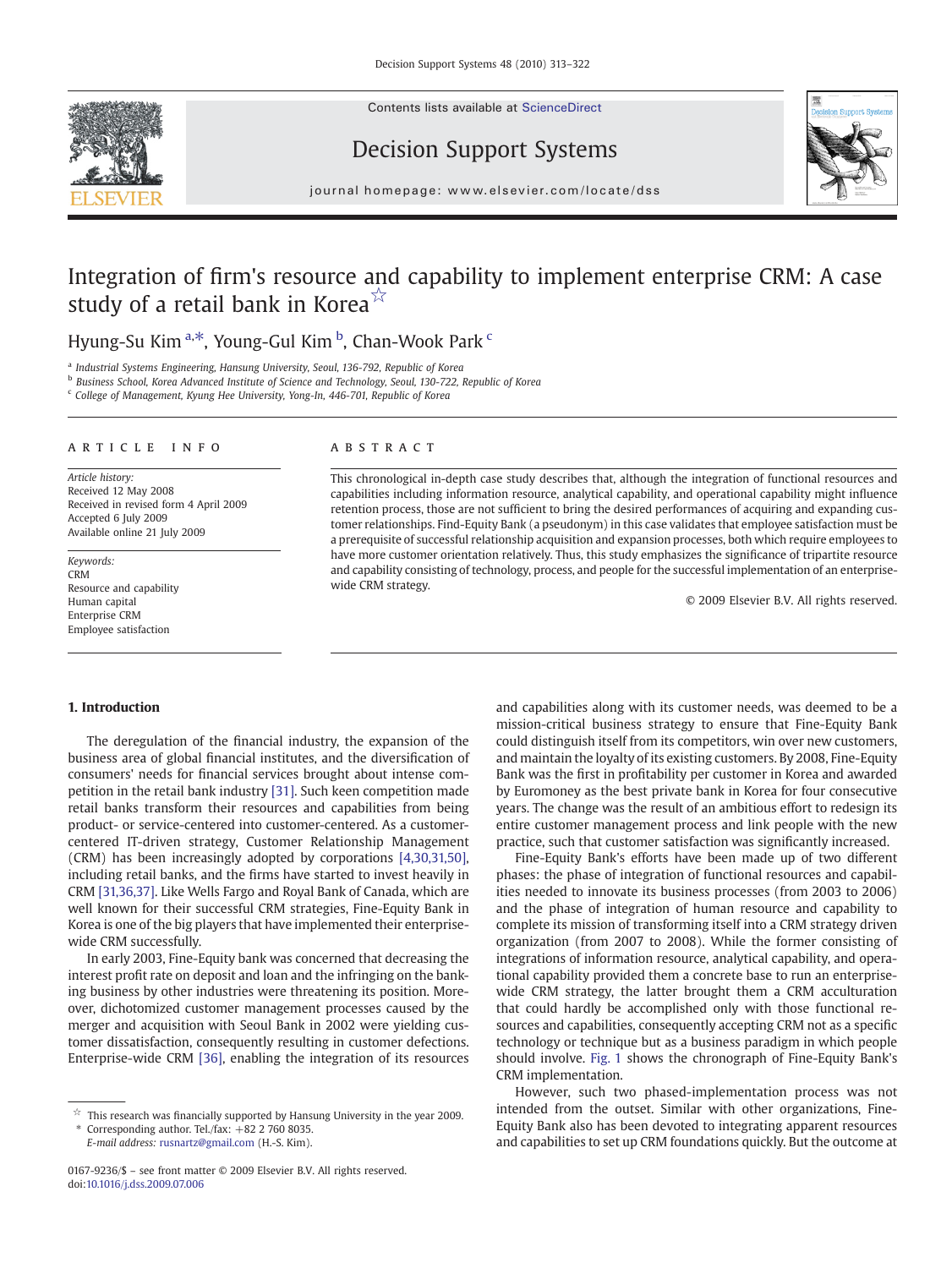# Integration of firm's resource and capability to implement enterprise CRM: A case study of a retail bank in Korea ☆

Hyung-Su Kim [a,*], Young-Gul Kim [b], Chan-Wook Park [c]

[a] Industrial Systems Engineering, Hansung University, Seoul, 136-792, Republic of Korea
[b] Business School, Korea Advanced Institute of Science and Technology, Seoul, 130-722, Republic of Korea
[c] College of Management, Kyung Hee University, Yong-In, 446-701, Republic of Korea

## ARTICLE INFO

*Article history:*
Received 12 May 2008
Received in revised form 4 April 2009
Accepted 6 July 2009
Available online 21 July 2009

*Keywords:*
CRM
Resource and capability
Human capital
Enterprise CRM
Employee satisfaction

## ABSTRACT

This chronological in-depth case study describes that, although the integration of functional resources and capabilities including information resource, analytical capability, and operational capability might influence retention process, those are not sufficient to bring the desired performances of acquiring and expanding customer relationships. Find-Equity Bank (a pseudonym) in this case validates that employee satisfaction must be a prerequisite of successful relationship acquisition and expansion processes, both which require employees to have more customer orientation relatively. Thus, this study emphasizes the significance of tripartite resource and capability consisting of technology, process, and people for the successful implementation of an enterprise-wide CRM strategy.

© 2009 Elsevier B.V. All rights reserved.

## 1. Introduction

The deregulation of the financial industry, the expansion of the business area of global financial institutes, and the diversification of consumers' needs for financial services brought about intense competition in the retail bank industry [31]. Such keen competition made retail banks transform their resources and capabilities from being product- or service-centered into customer-centered. As a customer-centered IT-driven strategy, Customer Relationship Management (CRM) has been increasingly adopted by corporations [4,30,31,50], including retail banks, and the firms have started to invest heavily in CRM [31,36,37]. Like Wells Fargo and Royal Bank of Canada, which are well known for their successful CRM strategies, Fine-Equity Bank in Korea is one of the big players that have implemented their enterprise-wide CRM successfully.

In early 2003, Fine-Equity bank was concerned that decreasing the interest profit rate on deposit and loan and the infringing on the banking business by other industries were threatening its position. Moreover, dichotomized customer management processes caused by the merger and acquisition with Seoul Bank in 2002 were yielding customer dissatisfaction, consequently resulting in customer defections. Enterprise-wide CRM [36], enabling the integration of its resources and capabilities along with its customer needs, was deemed to be a mission-critical business strategy to ensure that Fine-Equity Bank could distinguish itself from its competitors, win over new customers, and maintain the loyalty of its existing customers. By 2008, Fine-Equity Bank was the first in profitability per customer in Korea and awarded by Euromoney as the best private bank in Korea for four consecutive years. The change was the result of an ambitious effort to redesign its entire customer management process and link people with the new practice, such that customer satisfaction was significantly increased.

Fine-Equity Bank's efforts have been made up of two different phases: the phase of integration of functional resources and capabilities needed to innovate its business processes (from 2003 to 2006) and the phase of integration of human resource and capability to complete its mission of transforming itself into a CRM strategy driven organization (from 2007 to 2008). While the former consisting of integrations of information resource, analytical capability, and operational capability provided them a concrete base to run an enterprise-wide CRM strategy, the latter brought them a CRM acculturation that could hardly be accomplished only with those functional resources and capabilities, consequently accepting CRM not as a specific technology or technique but as a business paradigm in which people should involve. Fig. 1 shows the chronograph of Fine-Equity Bank's CRM implementation.

However, such two phased-implementation process was not intended from the outset. Similar with other organizations, Fine-Equity Bank also has been devoted to integrating apparent resources and capabilities to set up CRM foundations quickly. But the outcome at

---

☆ This research was financially supported by Hansung University in the year 2009.
\* Corresponding author. Tel./fax: +82 2 760 8035.
*E-mail address:* rusnartz@gmail.com (H.-S. Kim).

0167-9236/$ – see front matter © 2009 Elsevier B.V. All rights reserved.
doi:10.1016/j.dss.2009.07.006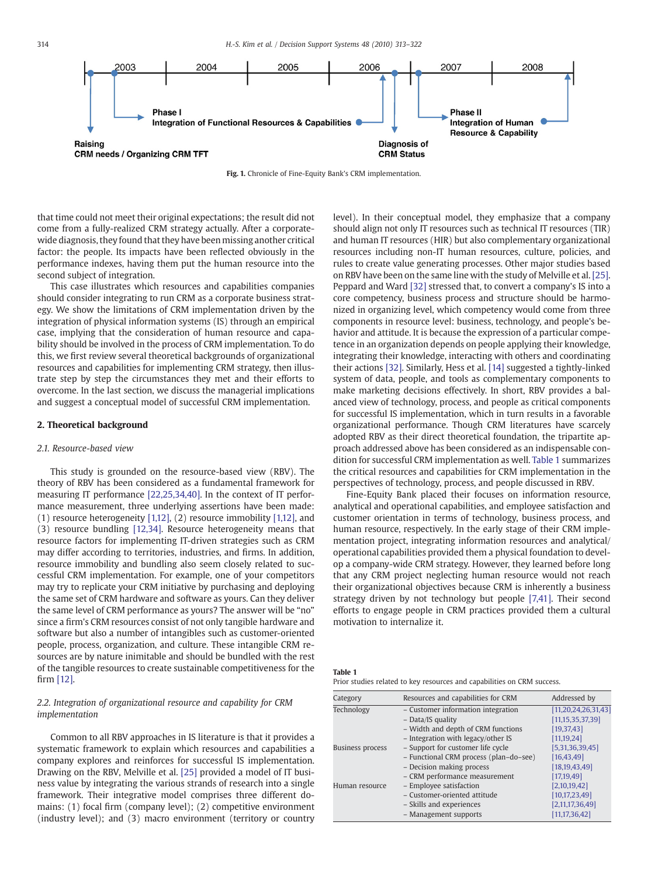Phase I
Integration of Functional Resources & Capabilities

Phase II
Integration of Human Resource & Capability

Raising CRM needs / Organizing CRM TFT

Diagnosis of CRM Status

2003 2004 2005 2006 2007 2008

**Fig. 1.** Chronicle of Fine-Equity Bank's CRM implementation.

that time could not meet their original expectations; the result did not come from a fully-realized CRM strategy actually. After a corporate-wide diagnosis, they found that they have been missing another critical factor: the people. Its impacts have been reflected obviously in the performance indexes, having them put the human resource into the second subject of integration.

This case illustrates which resources and capabilities companies should consider integrating to run CRM as a corporate business strategy. We show the limitations of CRM implementation driven by the integration of physical information systems (IS) through an empirical case, implying that the consideration of human resource and capability should be involved in the process of CRM implementation. To do this, we first review several theoretical backgrounds of organizational resources and capabilities for implementing CRM strategy, then illustrate step by step the circumstances they met and their efforts to overcome. In the last section, we discuss the managerial implications and suggest a conceptual model of successful CRM implementation.

## 2. Theoretical background

### 2.1. Resource-based view

This study is grounded on the resource-based view (RBV). The theory of RBV has been considered as a fundamental framework for measuring IT performance [22,25,34,40]. In the context of IT performance measurement, three underlying assertions have been made: (1) resource heterogeneity [1,12], (2) resource immobility [1,12], and (3) resource bundling [12,34]. Resource heterogeneity means that resource factors for implementing IT-driven strategies such as CRM may differ according to territories, industries, and firms. In addition, resource immobility and bundling also seem closely related to successful CRM implementation. For example, one of your competitors may try to replicate your CRM initiative by purchasing and deploying the same set of CRM hardware and software as yours. Can they deliver the same level of CRM performance as yours? The answer will be "no" since a firm's CRM resources consist of not only tangible hardware and software but also a number of intangibles such as customer-oriented people, process, organization, and culture. These intangible CRM resources are by nature inimitable and should be bundled with the rest of the tangible resources to create sustainable competitiveness for the firm [12].

### 2.2. Integration of organizational resource and capability for CRM implementation

Common to all RBV approaches in IS literature is that it provides a systematic framework to explain which resources and capabilities a company explores and reinforces for successful IS implementation. Drawing on the RBV, Melville et al. [25] provided a model of IT business value by integrating the various strands of research into a single framework. Their integrative model comprises three different domains: (1) focal firm (company level); (2) competitive environment (industry level); and (3) macro environment (territory or country level). In their conceptual model, they emphasize that a company should align not only IT resources such as technical IT resources (TIR) and human IT resources (HIR) but also complementary organizational resources including non-IT human resources, culture, policies, and rules to create value generating processes. Other major studies based on RBV have been on the same line with the study of Melville et al. [25]. Peppard and Ward [32] stressed that, to convert a company's IS into a core competency, business process and structure should be harmonized in organizing level, which competency would come from three components in resource level: business, technology, and people's behavior and attitude. It is because the expression of a particular competence in an organization depends on people applying their knowledge, integrating their knowledge, interacting with others and coordinating their actions [32]. Similarly, Hess et al. [14] suggested a tightly-linked system of data, people, and tools as complementary components to make marketing decisions effectively. In short, RBV provides a balanced view of technology, process, and people as critical components for successful IS implementation, which in turn results in a favorable organizational performance. Though CRM literatures have scarcely adopted RBV as their direct theoretical foundation, the tripartite approach addressed above has been considered as an indispensable condition for successful CRM implementation as well. Table 1 summarizes the critical resources and capabilities for CRM implementation in the perspectives of technology, process, and people discussed in RBV.

Fine-Equity Bank placed their focuses on information resource, analytical and operational capabilities, and employee satisfaction and customer orientation in terms of technology, business process, and human resource, respectively. In the early stage of their CRM implementation project, integrating information resources and analytical/operational capabilities provided them a physical foundation to develop a company-wide CRM strategy. However, they learned before long that any CRM project neglecting human resource would not reach their organizational objectives because CRM is inherently a business strategy driven by not technology but people [7,41]. Their second efforts to engage people in CRM practices provided them a cultural motivation to internalize it.

**Table 1**
Prior studies related to key resources and capabilities on CRM success.

| Category | Resources and capabilities for CRM | Addressed by |
|---|---|---|
| Technology | – Customer information integration | [11,20,24,26,31,43] |
| | – Data/IS quality | [11,15,35,37,39] |
| | – Width and depth of CRM functions | [19,37,43] |
| | – Integration with legacy/other IS | [11,19,24] |
| Business process | – Support for customer life cycle | [5,31,36,39,45] |
| | – Functional CRM process (plan–do–see) | [16,43,49] |
| | – Decision making process | [18,19,43,49] |
| | – CRM performance measurement | [17,19,49] |
| Human resource | – Employee satisfaction | [2,10,19,42] |
| | – Customer-oriented attitude | [10,17,23,49] |
| | – Skills and experiences | [2,11,17,36,49] |
| | – Management supports | [11,17,36,42] |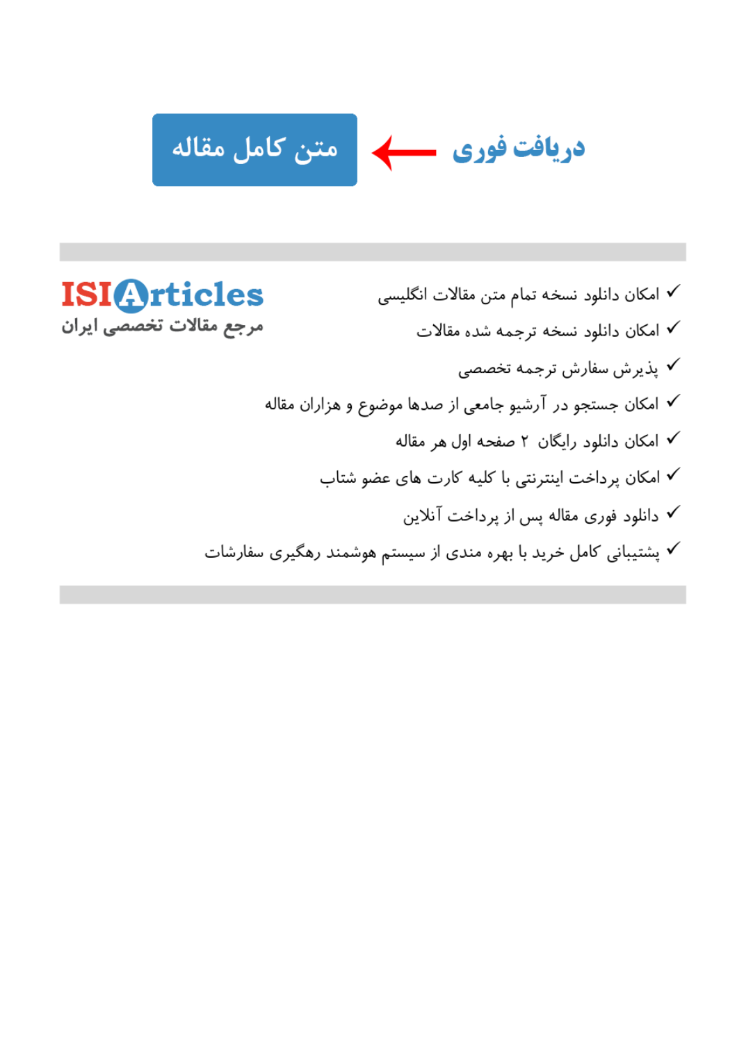دریافت فوری ← **متن کامل مقاله**

---

**ISIArticles**
مرجع مقالات تخصصی ایران

- ✓ امکان دانلود نسخه تمام متن مقالات انگلیسی
- ✓ امکان دانلود نسخه ترجمه شده مقالات
- ✓ پذیرش سفارش ترجمه تخصصی
- ✓ امکان جستجو در آرشیو جامعی از صدها موضوع و هزاران مقاله
- ✓ امکان دانلود رایگان ۲ صفحه اول هر مقاله
- ✓ امکان پرداخت اینترنتی با کلیه کارت های عضو شتاب
- ✓ دانلود فوری مقاله پس از پرداخت آنلاین
- ✓ پشتیبانی کامل خرید با بهره مندی از سیستم هوشمند رهگیری سفارشات